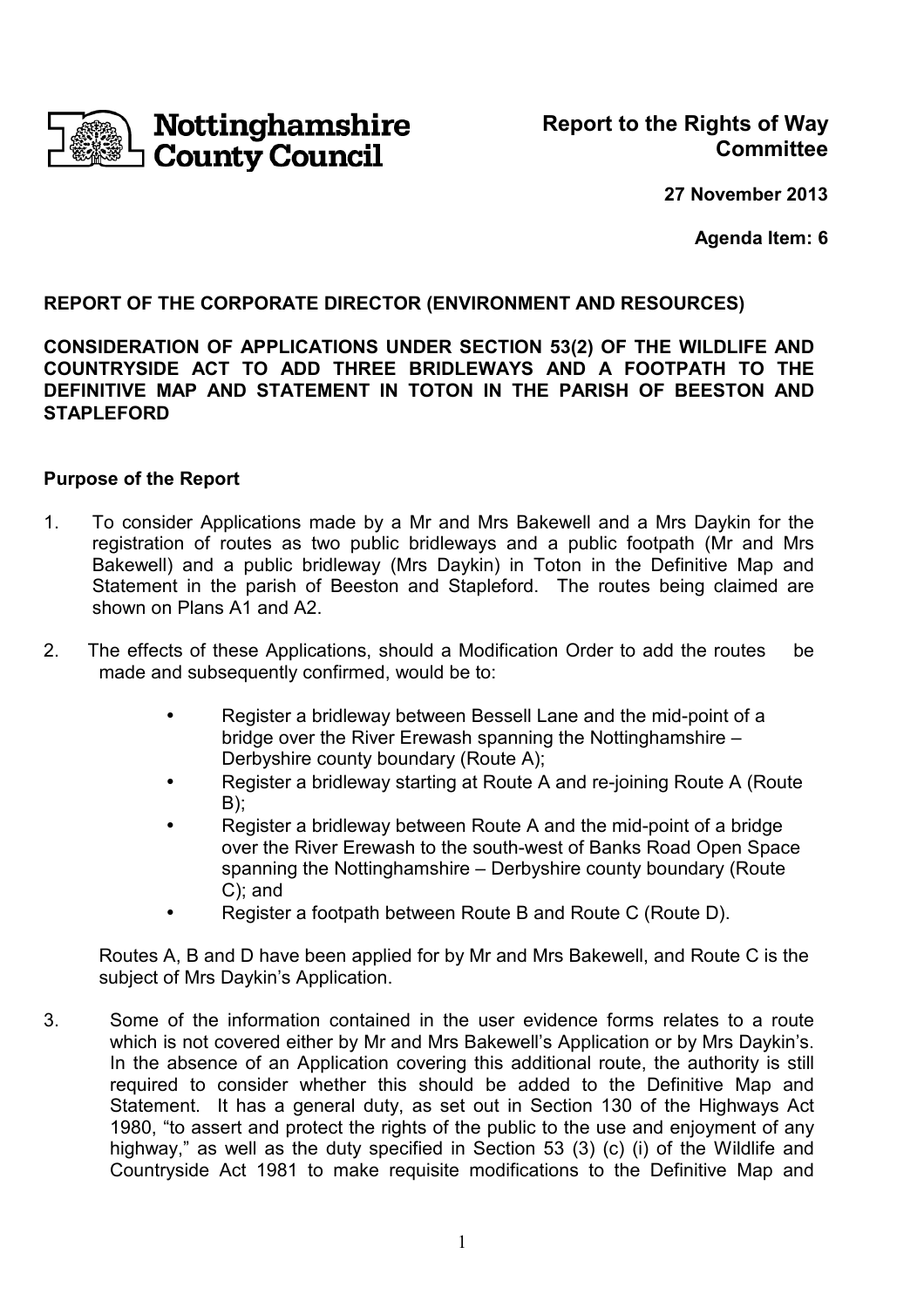**Nottinghamshire County Council**

## Report to the Rights of Way Committee

**27 November 2013**

**Agenda Item: 6**

**REPORT OF THE CORPORATE DIRECTOR (ENVIRONMENT AND RESOURCES)**

**CONSIDERATION OF APPLICATIONS UNDER SECTION 53(2) OF THE WILDLIFE AND COUNTRYSIDE ACT TO ADD THREE BRIDLEWAYS AND A FOOTPATH TO THE DEFINITIVE MAP AND STATEMENT IN TOTON IN THE PARISH OF BEESTON AND STAPLEFORD**

### Purpose of the Report

1. To consider Applications made by a Mr and Mrs Bakewell and a Mrs Daykin for the registration of routes as two public bridleways and a public footpath (Mr and Mrs Bakewell) and a public bridleway (Mrs Daykin) in Toton in the Definitive Map and Statement in the parish of Beeston and Stapleford. The routes being claimed are shown on Plans A1 and A2.

2. The effects of these Applications, should a Modification Order to add the routes be made and subsequently confirmed, would be to:

   - Register a bridleway between Bessell Lane and the mid-point of a bridge over the River Erewash spanning the Nottinghamshire – Derbyshire county boundary (Route A);
   - Register a bridleway starting at Route A and re-joining Route A (Route B);
   - Register a bridleway between Route A and the mid-point of a bridge over the River Erewash to the south-west of Banks Road Open Space spanning the Nottinghamshire – Derbyshire county boundary (Route C); and
   - Register a footpath between Route B and Route C (Route D).

   Routes A, B and D have been applied for by Mr and Mrs Bakewell, and Route C is the subject of Mrs Daykin's Application.

3. Some of the information contained in the user evidence forms relates to a route which is not covered either by Mr and Mrs Bakewell's Application or by Mrs Daykin's. In the absence of an Application covering this additional route, the authority is still required to consider whether this should be added to the Definitive Map and Statement. It has a general duty, as set out in Section 130 of the Highways Act 1980, "to assert and protect the rights of the public to the use and enjoyment of any highway," as well as the duty specified in Section 53 (3) (c) (i) of the Wildlife and Countryside Act 1981 to make requisite modifications to the Definitive Map and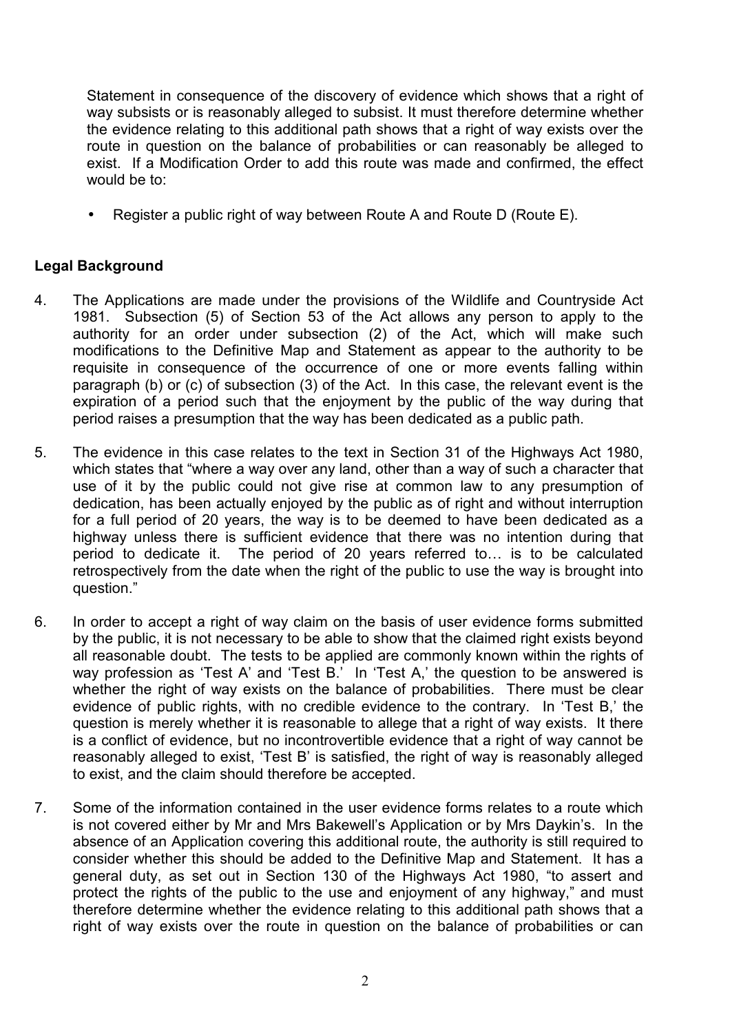Statement in consequence of the discovery of evidence which shows that a right of way subsists or is reasonably alleged to subsist. It must therefore determine whether the evidence relating to this additional path shows that a right of way exists over the route in question on the balance of probabilities or can reasonably be alleged to exist. If a Modification Order to add this route was made and confirmed, the effect would be to:

- Register a public right of way between Route A and Route D (Route E).

**Legal Background**

4. The Applications are made under the provisions of the Wildlife and Countryside Act 1981. Subsection (5) of Section 53 of the Act allows any person to apply to the authority for an order under subsection (2) of the Act, which will make such modifications to the Definitive Map and Statement as appear to the authority to be requisite in consequence of the occurrence of one or more events falling within paragraph (b) or (c) of subsection (3) of the Act. In this case, the relevant event is the expiration of a period such that the enjoyment by the public of the way during that period raises a presumption that the way has been dedicated as a public path.

5. The evidence in this case relates to the text in Section 31 of the Highways Act 1980, which states that "where a way over any land, other than a way of such a character that use of it by the public could not give rise at common law to any presumption of dedication, has been actually enjoyed by the public as of right and without interruption for a full period of 20 years, the way is to be deemed to have been dedicated as a highway unless there is sufficient evidence that there was no intention during that period to dedicate it. The period of 20 years referred to… is to be calculated retrospectively from the date when the right of the public to use the way is brought into question."

6. In order to accept a right of way claim on the basis of user evidence forms submitted by the public, it is not necessary to be able to show that the claimed right exists beyond all reasonable doubt. The tests to be applied are commonly known within the rights of way profession as 'Test A' and 'Test B.' In 'Test A,' the question to be answered is whether the right of way exists on the balance of probabilities. There must be clear evidence of public rights, with no credible evidence to the contrary. In 'Test B,' the question is merely whether it is reasonable to allege that a right of way exists. It there is a conflict of evidence, but no incontrovertible evidence that a right of way cannot be reasonably alleged to exist, 'Test B' is satisfied, the right of way is reasonably alleged to exist, and the claim should therefore be accepted.

7. Some of the information contained in the user evidence forms relates to a route which is not covered either by Mr and Mrs Bakewell's Application or by Mrs Daykin's. In the absence of an Application covering this additional route, the authority is still required to consider whether this should be added to the Definitive Map and Statement. It has a general duty, as set out in Section 130 of the Highways Act 1980, "to assert and protect the rights of the public to the use and enjoyment of any highway," and must therefore determine whether the evidence relating to this additional path shows that a right of way exists over the route in question on the balance of probabilities or can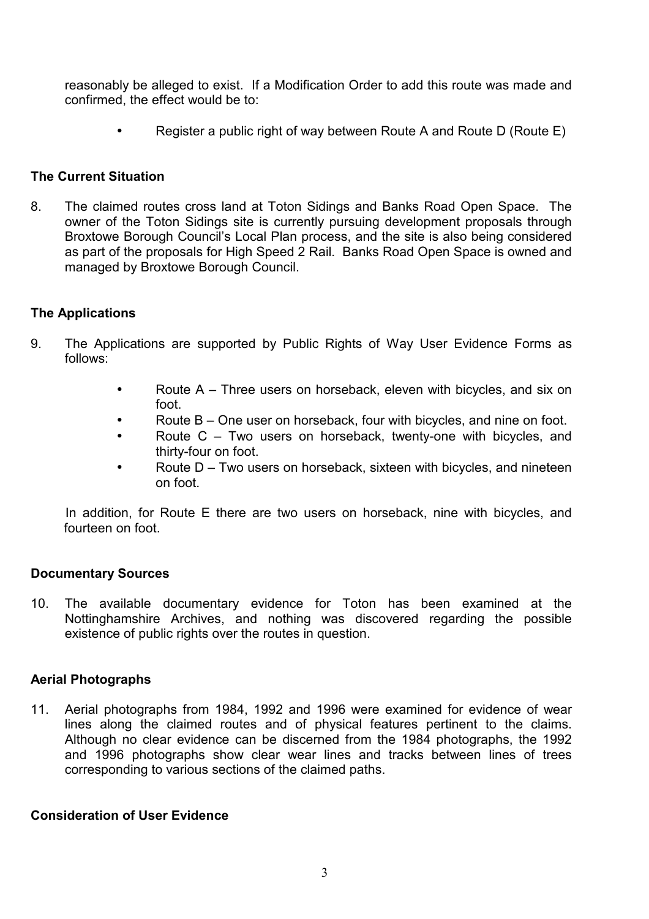reasonably be alleged to exist. If a Modification Order to add this route was made and confirmed, the effect would be to:

- Register a public right of way between Route A and Route D (Route E)

**The Current Situation**

8. The claimed routes cross land at Toton Sidings and Banks Road Open Space. The owner of the Toton Sidings site is currently pursuing development proposals through Broxtowe Borough Council's Local Plan process, and the site is also being considered as part of the proposals for High Speed 2 Rail. Banks Road Open Space is owned and managed by Broxtowe Borough Council.

**The Applications**

9. The Applications are supported by Public Rights of Way User Evidence Forms as follows:

   - Route A – Three users on horseback, eleven with bicycles, and six on foot.
   - Route B – One user on horseback, four with bicycles, and nine on foot.
   - Route C – Two users on horseback, twenty-one with bicycles, and thirty-four on foot.
   - Route D – Two users on horseback, sixteen with bicycles, and nineteen on foot.

   In addition, for Route E there are two users on horseback, nine with bicycles, and fourteen on foot.

**Documentary Sources**

10. The available documentary evidence for Toton has been examined at the Nottinghamshire Archives, and nothing was discovered regarding the possible existence of public rights over the routes in question.

**Aerial Photographs**

11. Aerial photographs from 1984, 1992 and 1996 were examined for evidence of wear lines along the claimed routes and of physical features pertinent to the claims. Although no clear evidence can be discerned from the 1984 photographs, the 1992 and 1996 photographs show clear wear lines and tracks between lines of trees corresponding to various sections of the claimed paths.

**Consideration of User Evidence**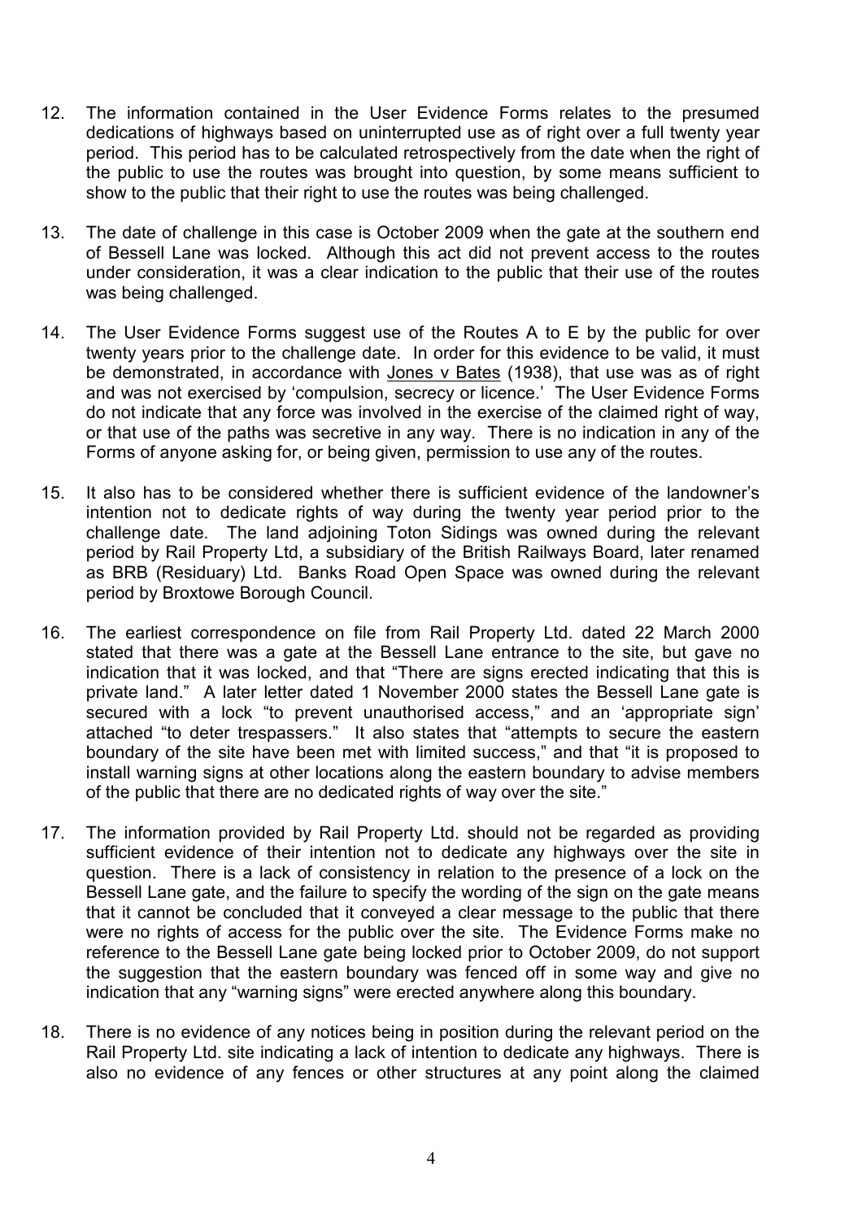12. The information contained in the User Evidence Forms relates to the presumed dedications of highways based on uninterrupted use as of right over a full twenty year period. This period has to be calculated retrospectively from the date when the right of the public to use the routes was brought into question, by some means sufficient to show to the public that their right to use the routes was being challenged.

13. The date of challenge in this case is October 2009 when the gate at the southern end of Bessell Lane was locked. Although this act did not prevent access to the routes under consideration, it was a clear indication to the public that their use of the routes was being challenged.

14. The User Evidence Forms suggest use of the Routes A to E by the public for over twenty years prior to the challenge date. In order for this evidence to be valid, it must be demonstrated, in accordance with Jones v Bates (1938), that use was as of right and was not exercised by 'compulsion, secrecy or licence.' The User Evidence Forms do not indicate that any force was involved in the exercise of the claimed right of way, or that use of the paths was secretive in any way. There is no indication in any of the Forms of anyone asking for, or being given, permission to use any of the routes.

15. It also has to be considered whether there is sufficient evidence of the landowner's intention not to dedicate rights of way during the twenty year period prior to the challenge date. The land adjoining Toton Sidings was owned during the relevant period by Rail Property Ltd, a subsidiary of the British Railways Board, later renamed as BRB (Residuary) Ltd. Banks Road Open Space was owned during the relevant period by Broxtowe Borough Council.

16. The earliest correspondence on file from Rail Property Ltd. dated 22 March 2000 stated that there was a gate at the Bessell Lane entrance to the site, but gave no indication that it was locked, and that "There are signs erected indicating that this is private land." A later letter dated 1 November 2000 states the Bessell Lane gate is secured with a lock "to prevent unauthorised access," and an 'appropriate sign' attached "to deter trespassers." It also states that "attempts to secure the eastern boundary of the site have been met with limited success," and that "it is proposed to install warning signs at other locations along the eastern boundary to advise members of the public that there are no dedicated rights of way over the site."

17. The information provided by Rail Property Ltd. should not be regarded as providing sufficient evidence of their intention not to dedicate any highways over the site in question. There is a lack of consistency in relation to the presence of a lock on the Bessell Lane gate, and the failure to specify the wording of the sign on the gate means that it cannot be concluded that it conveyed a clear message to the public that there were no rights of access for the public over the site. The Evidence Forms make no reference to the Bessell Lane gate being locked prior to October 2009, do not support the suggestion that the eastern boundary was fenced off in some way and give no indication that any "warning signs" were erected anywhere along this boundary.

18. There is no evidence of any notices being in position during the relevant period on the Rail Property Ltd. site indicating a lack of intention to dedicate any highways. There is also no evidence of any fences or other structures at any point along the claimed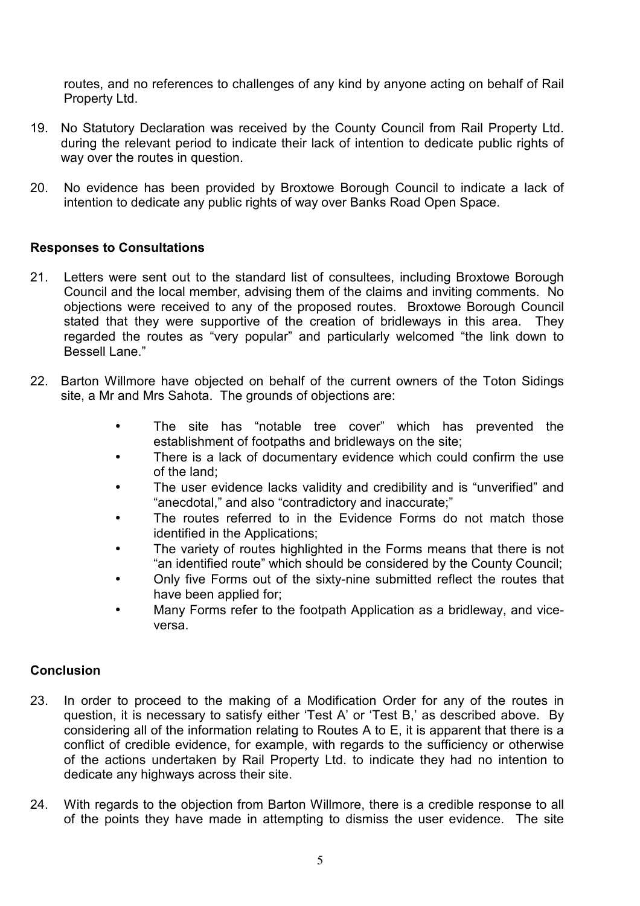routes, and no references to challenges of any kind by anyone acting on behalf of Rail Property Ltd.

19. No Statutory Declaration was received by the County Council from Rail Property Ltd. during the relevant period to indicate their lack of intention to dedicate public rights of way over the routes in question.

20. No evidence has been provided by Broxtowe Borough Council to indicate a lack of intention to dedicate any public rights of way over Banks Road Open Space.

**Responses to Consultations**

21. Letters were sent out to the standard list of consultees, including Broxtowe Borough Council and the local member, advising them of the claims and inviting comments. No objections were received to any of the proposed routes. Broxtowe Borough Council stated that they were supportive of the creation of bridleways in this area. They regarded the routes as "very popular" and particularly welcomed "the link down to Bessell Lane."

22. Barton Willmore have objected on behalf of the current owners of the Toton Sidings site, a Mr and Mrs Sahota. The grounds of objections are:

    - The site has "notable tree cover" which has prevented the establishment of footpaths and bridleways on the site;
    - There is a lack of documentary evidence which could confirm the use of the land;
    - The user evidence lacks validity and credibility and is "unverified" and "anecdotal," and also "contradictory and inaccurate;"
    - The routes referred to in the Evidence Forms do not match those identified in the Applications;
    - The variety of routes highlighted in the Forms means that there is not "an identified route" which should be considered by the County Council;
    - Only five Forms out of the sixty-nine submitted reflect the routes that have been applied for;
    - Many Forms refer to the footpath Application as a bridleway, and vice-versa.

**Conclusion**

23. In order to proceed to the making of a Modification Order for any of the routes in question, it is necessary to satisfy either 'Test A' or 'Test B,' as described above. By considering all of the information relating to Routes A to E, it is apparent that there is a conflict of credible evidence, for example, with regards to the sufficiency or otherwise of the actions undertaken by Rail Property Ltd. to indicate they had no intention to dedicate any highways across their site.

24. With regards to the objection from Barton Willmore, there is a credible response to all of the points they have made in attempting to dismiss the user evidence. The site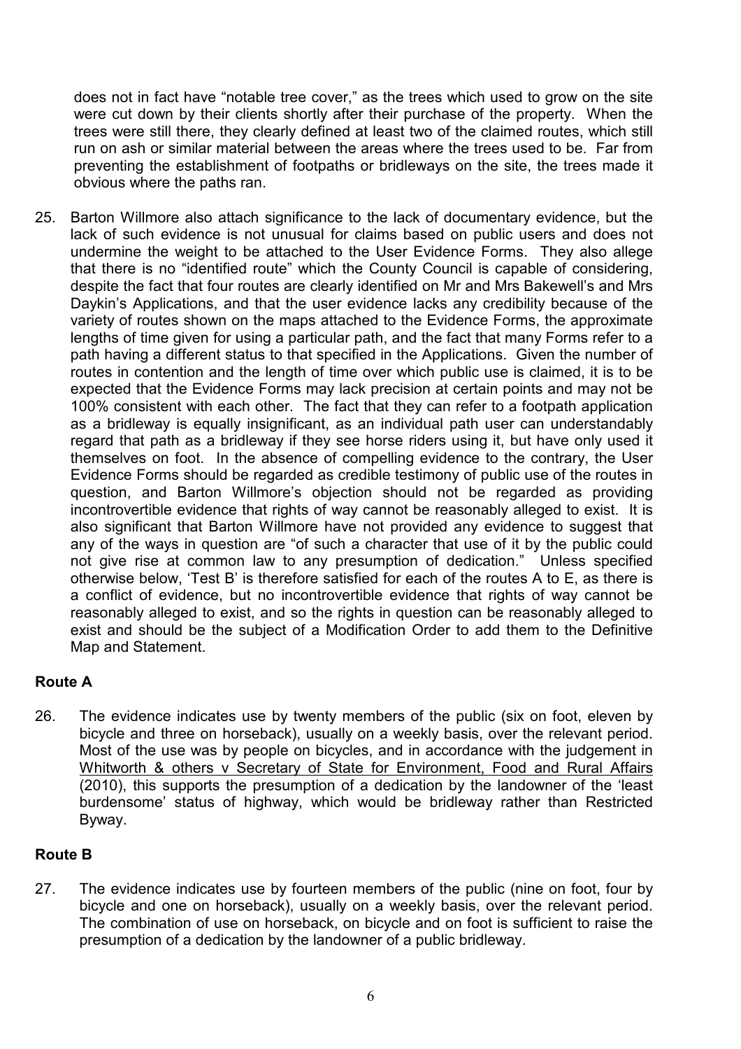does not in fact have "notable tree cover," as the trees which used to grow on the site were cut down by their clients shortly after their purchase of the property. When the trees were still there, they clearly defined at least two of the claimed routes, which still run on ash or similar material between the areas where the trees used to be. Far from preventing the establishment of footpaths or bridleways on the site, the trees made it obvious where the paths ran.

25. Barton Willmore also attach significance to the lack of documentary evidence, but the lack of such evidence is not unusual for claims based on public users and does not undermine the weight to be attached to the User Evidence Forms. They also allege that there is no "identified route" which the County Council is capable of considering, despite the fact that four routes are clearly identified on Mr and Mrs Bakewell's and Mrs Daykin's Applications, and that the user evidence lacks any credibility because of the variety of routes shown on the maps attached to the Evidence Forms, the approximate lengths of time given for using a particular path, and the fact that many Forms refer to a path having a different status to that specified in the Applications. Given the number of routes in contention and the length of time over which public use is claimed, it is to be expected that the Evidence Forms may lack precision at certain points and may not be 100% consistent with each other. The fact that they can refer to a footpath application as a bridleway is equally insignificant, as an individual path user can understandably regard that path as a bridleway if they see horse riders using it, but have only used it themselves on foot. In the absence of compelling evidence to the contrary, the User Evidence Forms should be regarded as credible testimony of public use of the routes in question, and Barton Willmore's objection should not be regarded as providing incontrovertible evidence that rights of way cannot be reasonably alleged to exist. It is also significant that Barton Willmore have not provided any evidence to suggest that any of the ways in question are "of such a character that use of it by the public could not give rise at common law to any presumption of dedication." Unless specified otherwise below, 'Test B' is therefore satisfied for each of the routes A to E, as there is a conflict of evidence, but no incontrovertible evidence that rights of way cannot be reasonably alleged to exist, and so the rights in question can be reasonably alleged to exist and should be the subject of a Modification Order to add them to the Definitive Map and Statement.

**Route A**

26. The evidence indicates use by twenty members of the public (six on foot, eleven by bicycle and three on horseback), usually on a weekly basis, over the relevant period. Most of the use was by people on bicycles, and in accordance with the judgement in Whitworth & others v Secretary of State for Environment, Food and Rural Affairs (2010), this supports the presumption of a dedication by the landowner of the 'least burdensome' status of highway, which would be bridleway rather than Restricted Byway.

**Route B**

27. The evidence indicates use by fourteen members of the public (nine on foot, four by bicycle and one on horseback), usually on a weekly basis, over the relevant period. The combination of use on horseback, on bicycle and on foot is sufficient to raise the presumption of a dedication by the landowner of a public bridleway.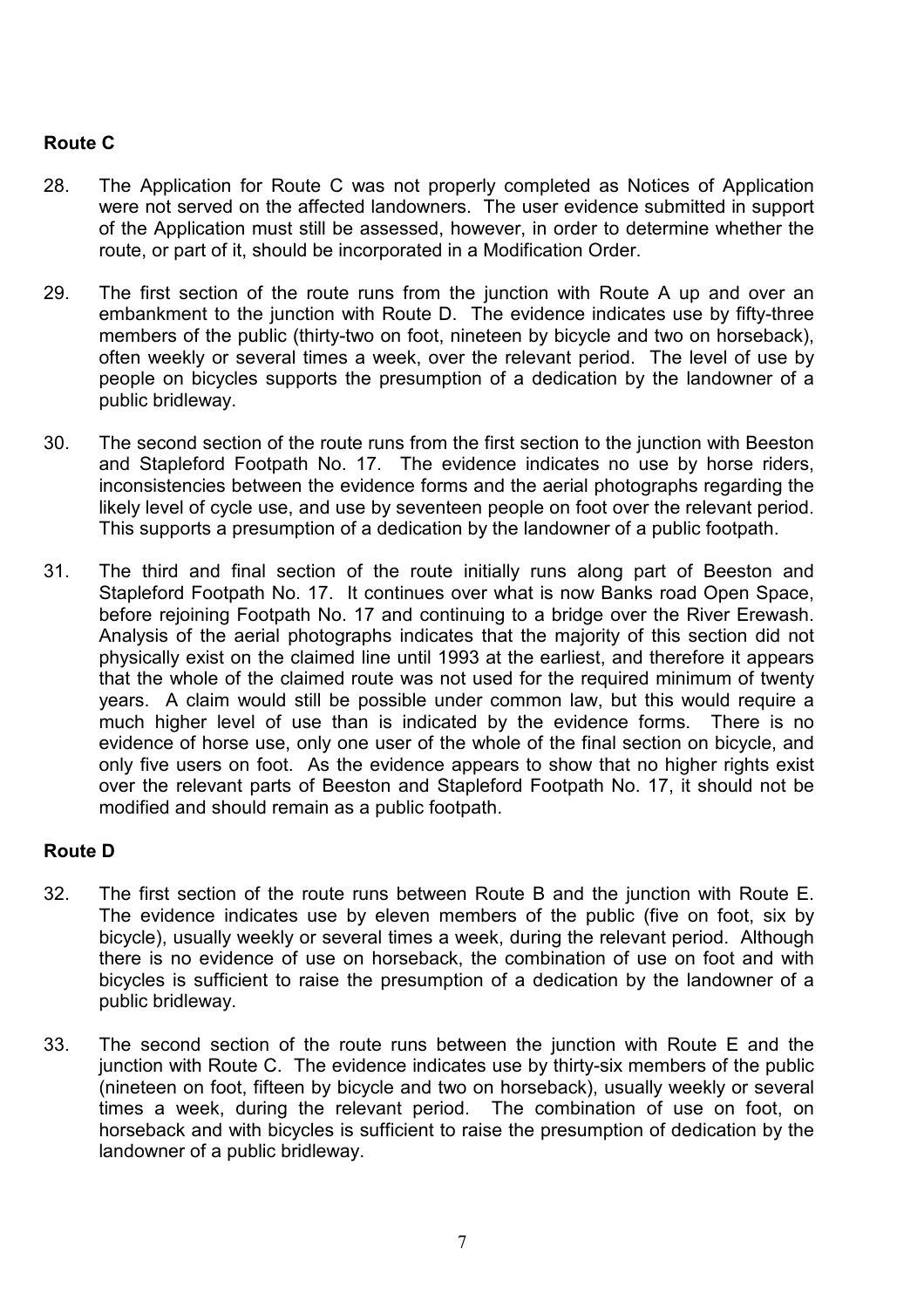## Route C

28. The Application for Route C was not properly completed as Notices of Application were not served on the affected landowners. The user evidence submitted in support of the Application must still be assessed, however, in order to determine whether the route, or part of it, should be incorporated in a Modification Order.

29. The first section of the route runs from the junction with Route A up and over an embankment to the junction with Route D. The evidence indicates use by fifty-three members of the public (thirty-two on foot, nineteen by bicycle and two on horseback), often weekly or several times a week, over the relevant period. The level of use by people on bicycles supports the presumption of a dedication by the landowner of a public bridleway.

30. The second section of the route runs from the first section to the junction with Beeston and Stapleford Footpath No. 17. The evidence indicates no use by horse riders, inconsistencies between the evidence forms and the aerial photographs regarding the likely level of cycle use, and use by seventeen people on foot over the relevant period. This supports a presumption of a dedication by the landowner of a public footpath.

31. The third and final section of the route initially runs along part of Beeston and Stapleford Footpath No. 17. It continues over what is now Banks road Open Space, before rejoining Footpath No. 17 and continuing to a bridge over the River Erewash. Analysis of the aerial photographs indicates that the majority of this section did not physically exist on the claimed line until 1993 at the earliest, and therefore it appears that the whole of the claimed route was not used for the required minimum of twenty years. A claim would still be possible under common law, but this would require a much higher level of use than is indicated by the evidence forms. There is no evidence of horse use, only one user of the whole of the final section on bicycle, and only five users on foot. As the evidence appears to show that no higher rights exist over the relevant parts of Beeston and Stapleford Footpath No. 17, it should not be modified and should remain as a public footpath.

## Route D

32. The first section of the route runs between Route B and the junction with Route E. The evidence indicates use by eleven members of the public (five on foot, six by bicycle), usually weekly or several times a week, during the relevant period. Although there is no evidence of use on horseback, the combination of use on foot and with bicycles is sufficient to raise the presumption of a dedication by the landowner of a public bridleway.

33. The second section of the route runs between the junction with Route E and the junction with Route C. The evidence indicates use by thirty-six members of the public (nineteen on foot, fifteen by bicycle and two on horseback), usually weekly or several times a week, during the relevant period. The combination of use on foot, on horseback and with bicycles is sufficient to raise the presumption of dedication by the landowner of a public bridleway.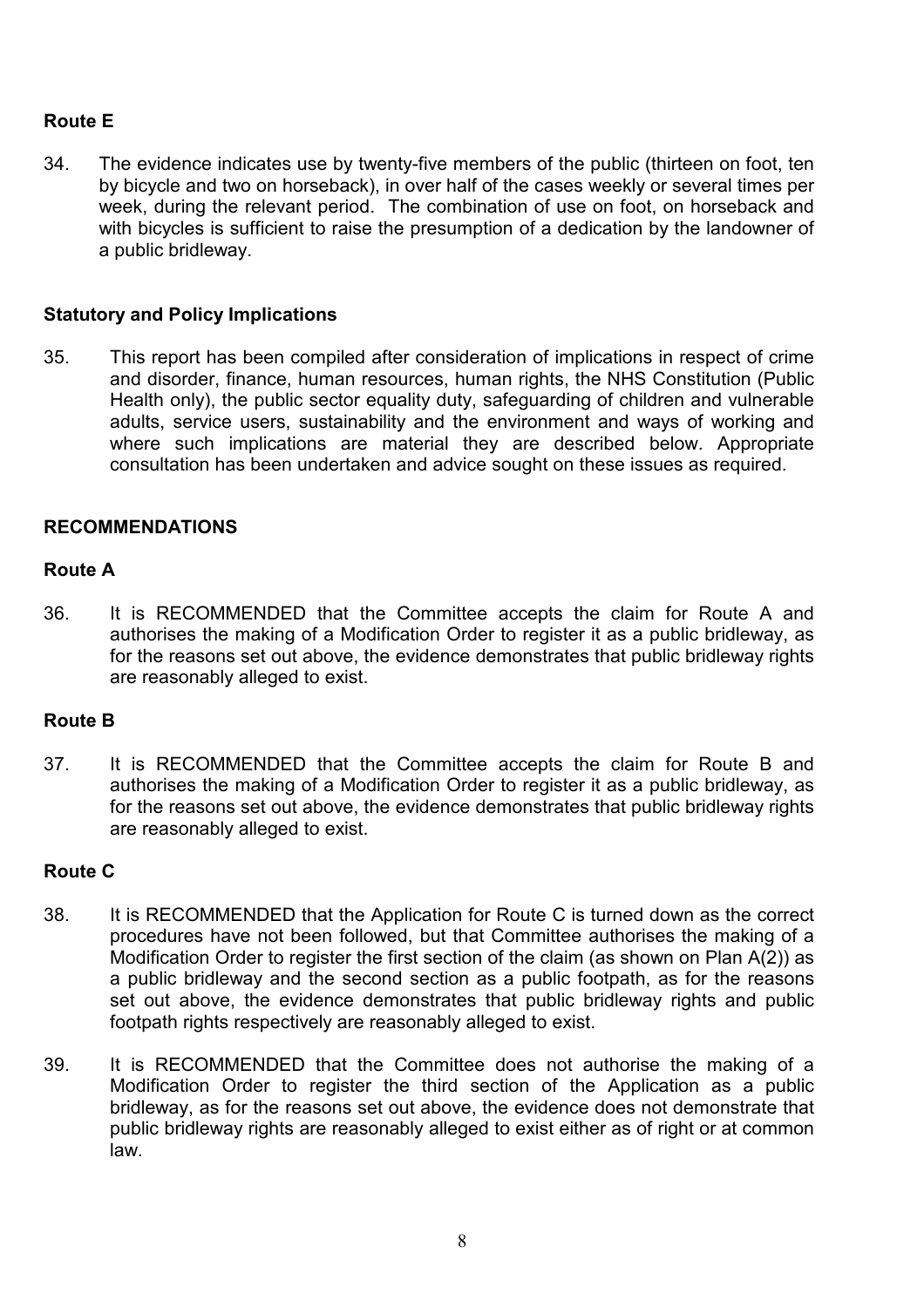**Route E**

34. The evidence indicates use by twenty-five members of the public (thirteen on foot, ten by bicycle and two on horseback), in over half of the cases weekly or several times per week, during the relevant period. The combination of use on foot, on horseback and with bicycles is sufficient to raise the presumption of a dedication by the landowner of a public bridleway.

**Statutory and Policy Implications**

35. This report has been compiled after consideration of implications in respect of crime and disorder, finance, human resources, human rights, the NHS Constitution (Public Health only), the public sector equality duty, safeguarding of children and vulnerable adults, service users, sustainability and the environment and ways of working and where such implications are material they are described below. Appropriate consultation has been undertaken and advice sought on these issues as required.

**RECOMMENDATIONS**

**Route A**

36. It is RECOMMENDED that the Committee accepts the claim for Route A and authorises the making of a Modification Order to register it as a public bridleway, as for the reasons set out above, the evidence demonstrates that public bridleway rights are reasonably alleged to exist.

**Route B**

37. It is RECOMMENDED that the Committee accepts the claim for Route B and authorises the making of a Modification Order to register it as a public bridleway, as for the reasons set out above, the evidence demonstrates that public bridleway rights are reasonably alleged to exist.

**Route C**

38. It is RECOMMENDED that the Application for Route C is turned down as the correct procedures have not been followed, but that Committee authorises the making of a Modification Order to register the first section of the claim (as shown on Plan A(2)) as a public bridleway and the second section as a public footpath, as for the reasons set out above, the evidence demonstrates that public bridleway rights and public footpath rights respectively are reasonably alleged to exist.

39. It is RECOMMENDED that the Committee does not authorise the making of a Modification Order to register the third section of the Application as a public bridleway, as for the reasons set out above, the evidence does not demonstrate that public bridleway rights are reasonably alleged to exist either as of right or at common law.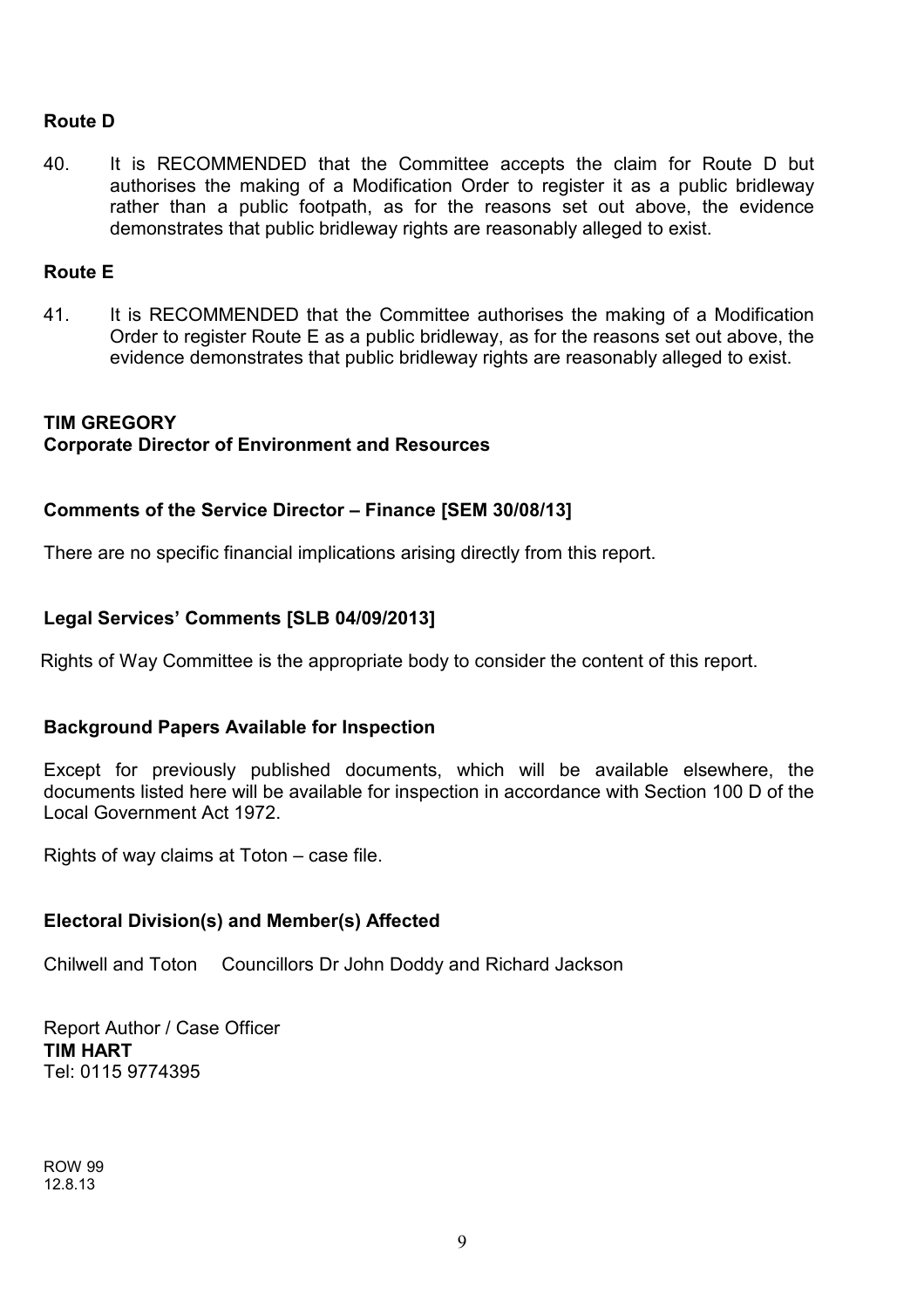**Route D**

40. It is RECOMMENDED that the Committee accepts the claim for Route D but authorises the making of a Modification Order to register it as a public bridleway rather than a public footpath, as for the reasons set out above, the evidence demonstrates that public bridleway rights are reasonably alleged to exist.

**Route E**

41. It is RECOMMENDED that the Committee authorises the making of a Modification Order to register Route E as a public bridleway, as for the reasons set out above, the evidence demonstrates that public bridleway rights are reasonably alleged to exist.

**TIM GREGORY**
**Corporate Director of Environment and Resources**

**Comments of the Service Director – Finance [SEM 30/08/13]**

There are no specific financial implications arising directly from this report.

**Legal Services' Comments [SLB 04/09/2013]**

Rights of Way Committee is the appropriate body to consider the content of this report.

**Background Papers Available for Inspection**

Except for previously published documents, which will be available elsewhere, the documents listed here will be available for inspection in accordance with Section 100 D of the Local Government Act 1972.

Rights of way claims at Toton – case file.

**Electoral Division(s) and Member(s) Affected**

Chilwell and Toton Councillors Dr John Doddy and Richard Jackson

Report Author / Case Officer
**TIM HART**
Tel: 0115 9774395

ROW 99
12.8.13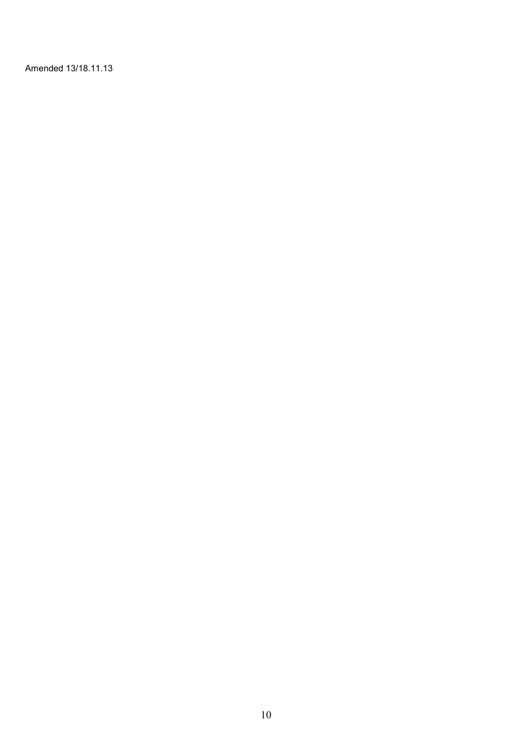Amended 13/18.11.13